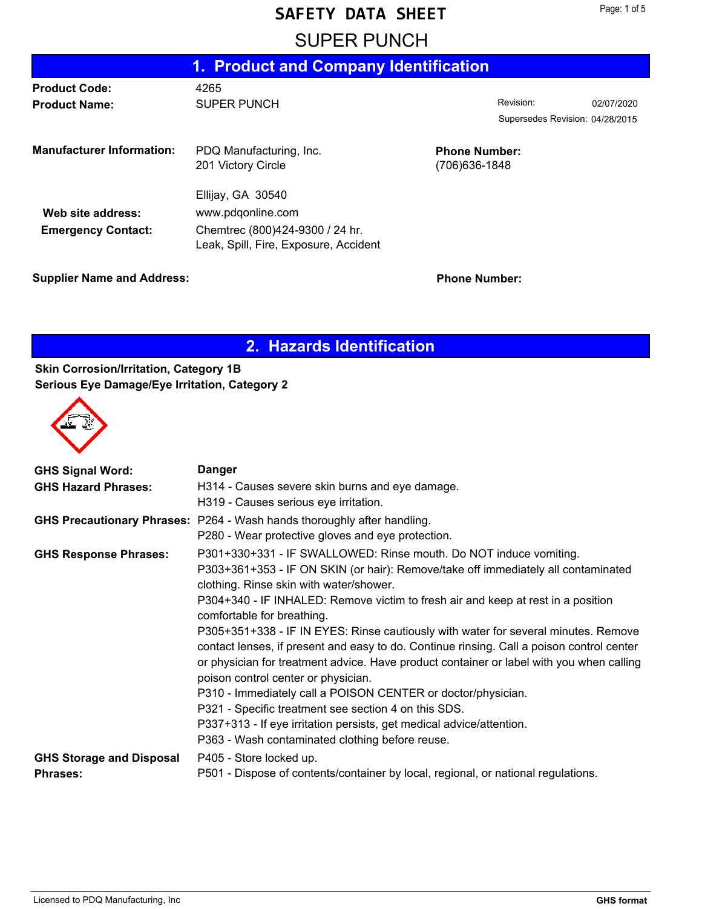# SAFETY DATA SHEET

# SUPER PUNCH

## 1. Product and Company Identification

**Product Code:** 4265

**Product Name:** SUPER PUNCH

Revision: 02/07/2020

Supersedes Revision: 04/28/2015

**Manufacturer Information:** PDQ Manufacturing, Inc.
201 Victory Circle

Ellijay, GA 30540

**Phone Number:** (706)636-1848

**Web site address:** www.pdqonline.com

**Emergency Contact:** Chemtrec (800)424-9300 / 24 hr.
Leak, Spill, Fire, Exposure, Accident

**Supplier Name and Address:**

**Phone Number:**

## 2. Hazards Identification

**Skin Corrosion/Irritation, Category 1B**
**Serious Eye Damage/Eye Irritation, Category 2**

**GHS Signal Word:** **Danger**

**GHS Hazard Phrases:**
H314 - Causes severe skin burns and eye damage.
H319 - Causes serious eye irritation.

**GHS Precautionary Phrases:**
P264 - Wash hands thoroughly after handling.
P280 - Wear protective gloves and eye protection.

**GHS Response Phrases:**
P301+330+331 - IF SWALLOWED: Rinse mouth. Do NOT induce vomiting.
P303+361+353 - IF ON SKIN (or hair): Remove/take off immediately all contaminated clothing. Rinse skin with water/shower.
P304+340 - IF INHALED: Remove victim to fresh air and keep at rest in a position comfortable for breathing.
P305+351+338 - IF IN EYES: Rinse cautiously with water for several minutes. Remove contact lenses, if present and easy to do. Continue rinsing. Call a poison control center or physician for treatment advice. Have product container or label with you when calling poison control center or physician.
P310 - Immediately call a POISON CENTER or doctor/physician.
P321 - Specific treatment see section 4 on this SDS.
P337+313 - If eye irritation persists, get medical advice/attention.
P363 - Wash contaminated clothing before reuse.

**GHS Storage and Disposal Phrases:**
P405 - Store locked up.
P501 - Dispose of contents/container by local, regional, or national regulations.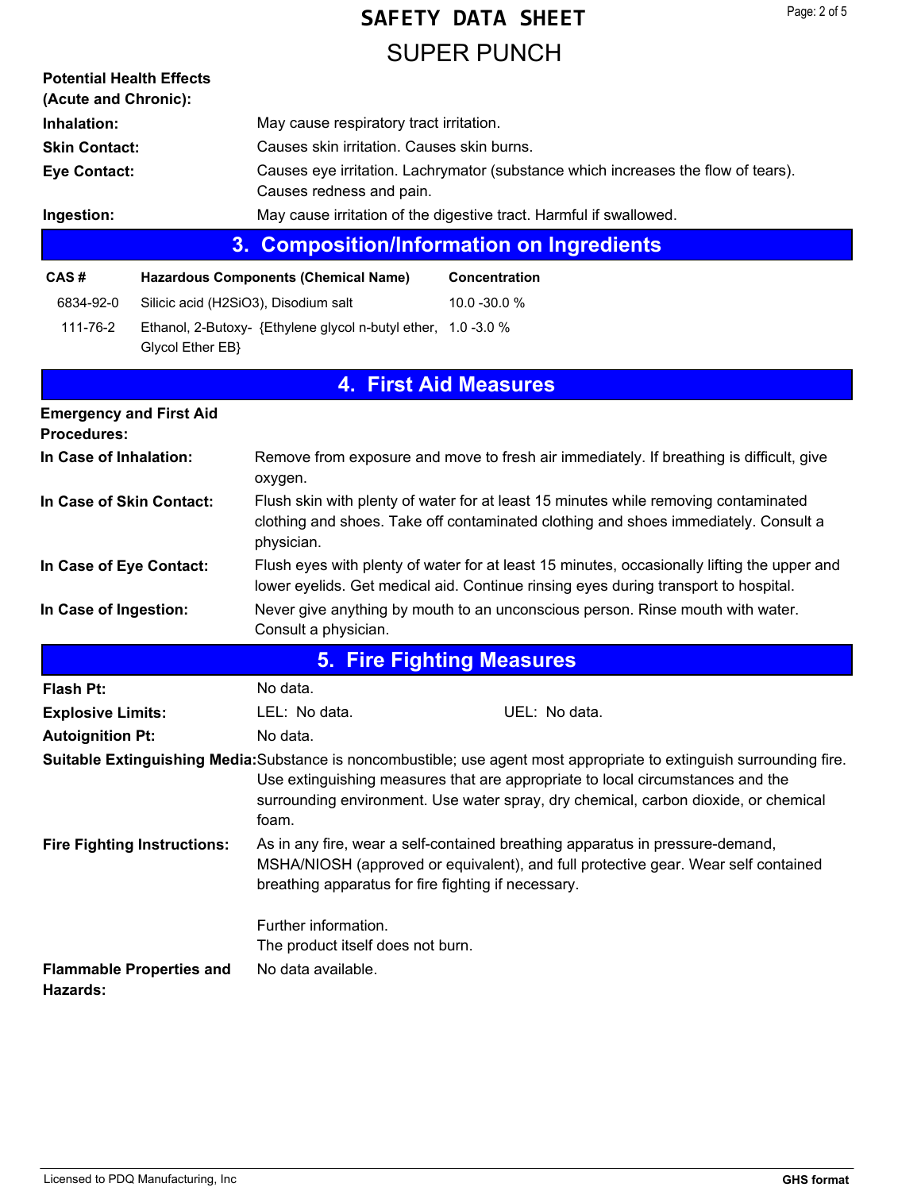**Potential Health Effects (Acute and Chronic):**

**Inhalation:** May cause respiratory tract irritation.

**Skin Contact:** Causes skin irritation. Causes skin burns.

**Eye Contact:** Causes eye irritation. Lachrymator (substance which increases the flow of tears). Causes redness and pain.

**Ingestion:** May cause irritation of the digestive tract. Harmful if swallowed.

## 3. Composition/Information on Ingredients

| CAS # | Hazardous Components (Chemical Name) | Concentration |
|---|---|---|
| 6834-92-0 | Silicic acid ($H_2SiO_3$), Disodium salt | 10.0 -30.0 % |
| 111-76-2 | Ethanol, 2-Butoxy- {Ethylene glycol n-butyl ether, Glycol Ether EB} | 1.0 -3.0 % |

## 4. First Aid Measures

**Emergency and First Aid Procedures:**

**In Case of Inhalation:** Remove from exposure and move to fresh air immediately. If breathing is difficult, give oxygen.

**In Case of Skin Contact:** Flush skin with plenty of water for at least 15 minutes while removing contaminated clothing and shoes. Take off contaminated clothing and shoes immediately. Consult a physician.

**In Case of Eye Contact:** Flush eyes with plenty of water for at least 15 minutes, occasionally lifting the upper and lower eyelids. Get medical aid. Continue rinsing eyes during transport to hospital.

**In Case of Ingestion:** Never give anything by mouth to an unconscious person. Rinse mouth with water. Consult a physician.

## 5. Fire Fighting Measures

**Flash Pt:** No data.

**Explosive Limits:** LEL: No data. UEL: No data.

**Autoignition Pt:** No data.

**Suitable Extinguishing Media:** Substance is noncombustible; use agent most appropriate to extinguish surrounding fire. Use extinguishing measures that are appropriate to local circumstances and the surrounding environment. Use water spray, dry chemical, carbon dioxide, or chemical foam.

**Fire Fighting Instructions:** As in any fire, wear a self-contained breathing apparatus in pressure-demand, MSHA/NIOSH (approved or equivalent), and full protective gear. Wear self contained breathing apparatus for fire fighting if necessary.

Further information.
The product itself does not burn.

**Flammable Properties and Hazards:** No data available.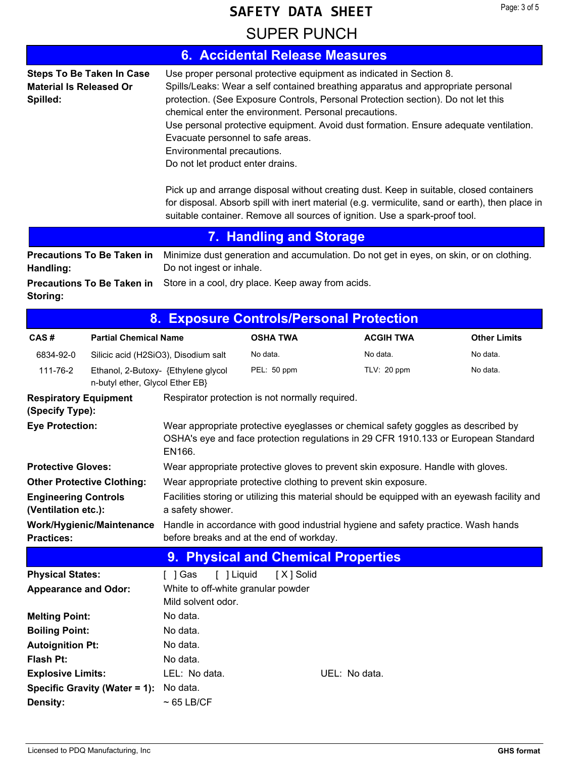## 6. Accidental Release Measures

**Steps To Be Taken In Case Material Is Released Or Spilled:**

Use proper personal protective equipment as indicated in Section 8.
Spills/Leaks: Wear a self contained breathing apparatus and appropriate personal protection. (See Exposure Controls, Personal Protection section). Do not let this chemical enter the environment. Personal precautions.
Use personal protective equipment. Avoid dust formation. Ensure adequate ventilation. Evacuate personnel to safe areas.
Environmental precautions.
Do not let product enter drains.

Pick up and arrange disposal without creating dust. Keep in suitable, closed containers for disposal. Absorb spill with inert material (e.g. vermiculite, sand or earth), then place in suitable container. Remove all sources of ignition. Use a spark-proof tool.

## 7. Handling and Storage

**Precautions To Be Taken in Handling:** Minimize dust generation and accumulation. Do not get in eyes, on skin, or on clothing. Do not ingest or inhale.

**Precautions To Be Taken in Storing:** Store in a cool, dry place. Keep away from acids.

## 8. Exposure Controls/Personal Protection

| CAS # | Partial Chemical Name | OSHA TWA | ACGIH TWA | Other Limits |
|---|---|---|---|---|
| 6834-92-0 | Silicic acid ($H_2SiO_3$), Disodium salt | No data. | No data. | No data. |
| 111-76-2 | Ethanol, 2-Butoxy- {Ethylene glycol n-butyl ether, Glycol Ether EB} | PEL: 50 ppm | TLV: 20 ppm | No data. |

**Respiratory Equipment (Specify Type):** Respirator protection is not normally required.

**Eye Protection:** Wear appropriate protective eyeglasses or chemical safety goggles as described by OSHA's eye and face protection regulations in 29 CFR 1910.133 or European Standard EN166.

**Protective Gloves:** Wear appropriate protective gloves to prevent skin exposure. Handle with gloves.

**Other Protective Clothing:** Wear appropriate protective clothing to prevent skin exposure.

**Engineering Controls (Ventilation etc.):** Facilities storing or utilizing this material should be equipped with an eyewash facility and a safety shower.

**Work/Hygienic/Maintenance Practices:** Handle in accordance with good industrial hygiene and safety practice. Wash hands before breaks and at the end of workday.

## 9. Physical and Chemical Properties

**Physical States:** [ ] Gas [ ] Liquid [ X ] Solid

**Appearance and Odor:** White to off-white granular powder
Mild solvent odor.

**Melting Point:** No data.

**Boiling Point:** No data.

**Autoignition Pt:** No data.

**Flash Pt:** No data.

**Explosive Limits:** LEL: No data. UEL: No data.

**Specific Gravity (Water = 1):** No data.

**Density:** ~ 65 LB/CF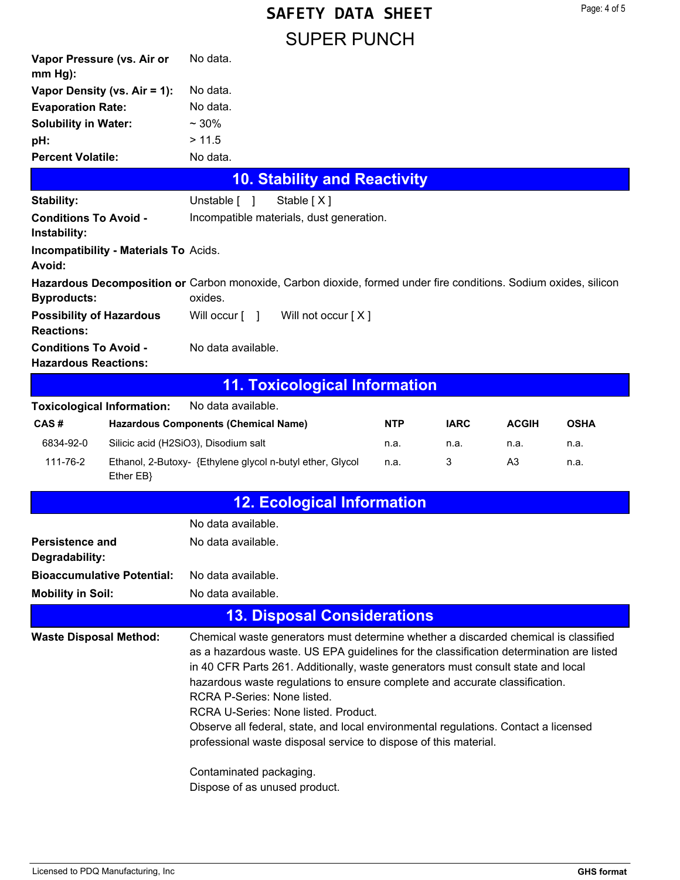| | |
|---|---|
| **Vapor Pressure (vs. Air or mm Hg):** | No data. |
| **Vapor Density (vs. Air = 1):** | No data. |
| **Evaporation Rate:** | No data. |
| **Solubility in Water:** | ~ 30% |
| **pH:** | > 11.5 |
| **Percent Volatile:** | No data. |

## 10. Stability and Reactivity

| | |
|---|---|
| **Stability:** | Unstable [ ]    Stable [ X ] |
| **Conditions To Avoid - Instability:** | Incompatible materials, dust generation. |
| **Incompatibility - Materials To Avoid:** | Acids. |
| **Hazardous Decomposition or Byproducts:** | Carbon monoxide, Carbon dioxide, formed under fire conditions. Sodium oxides, silicon oxides. |
| **Possibility of Hazardous Reactions:** | Will occur [ ]    Will not occur [ X ] |
| **Conditions To Avoid - Hazardous Reactions:** | No data available. |

## 11. Toxicological Information

**Toxicological Information:** No data available.

| CAS # | Hazardous Components (Chemical Name) | NTP | IARC | ACGIH | OSHA |
|---|---|---|---|---|---|
| 6834-92-0 | Silicic acid ($H_2SiO_3$), Disodium salt | n.a. | n.a. | n.a. | n.a. |
| 111-76-2 | Ethanol, 2-Butoxy- {Ethylene glycol n-butyl ether, Glycol Ether EB} | n.a. | 3 | A3 | n.a. |

## 12. Ecological Information

| | |
|---|---|
| | No data available. |
| **Persistence and Degradability:** | No data available. |
| **Bioaccumulative Potential:** | No data available. |
| **Mobility in Soil:** | No data available. |

## 13. Disposal Considerations

**Waste Disposal Method:** Chemical waste generators must determine whether a discarded chemical is classified as a hazardous waste. US EPA guidelines for the classification determination are listed in 40 CFR Parts 261. Additionally, waste generators must consult state and local hazardous waste regulations to ensure complete and accurate classification.
RCRA P-Series: None listed.
RCRA U-Series: None listed. Product.
Observe all federal, state, and local environmental regulations. Contact a licensed professional waste disposal service to dispose of this material.

Contaminated packaging.
Dispose of as unused product.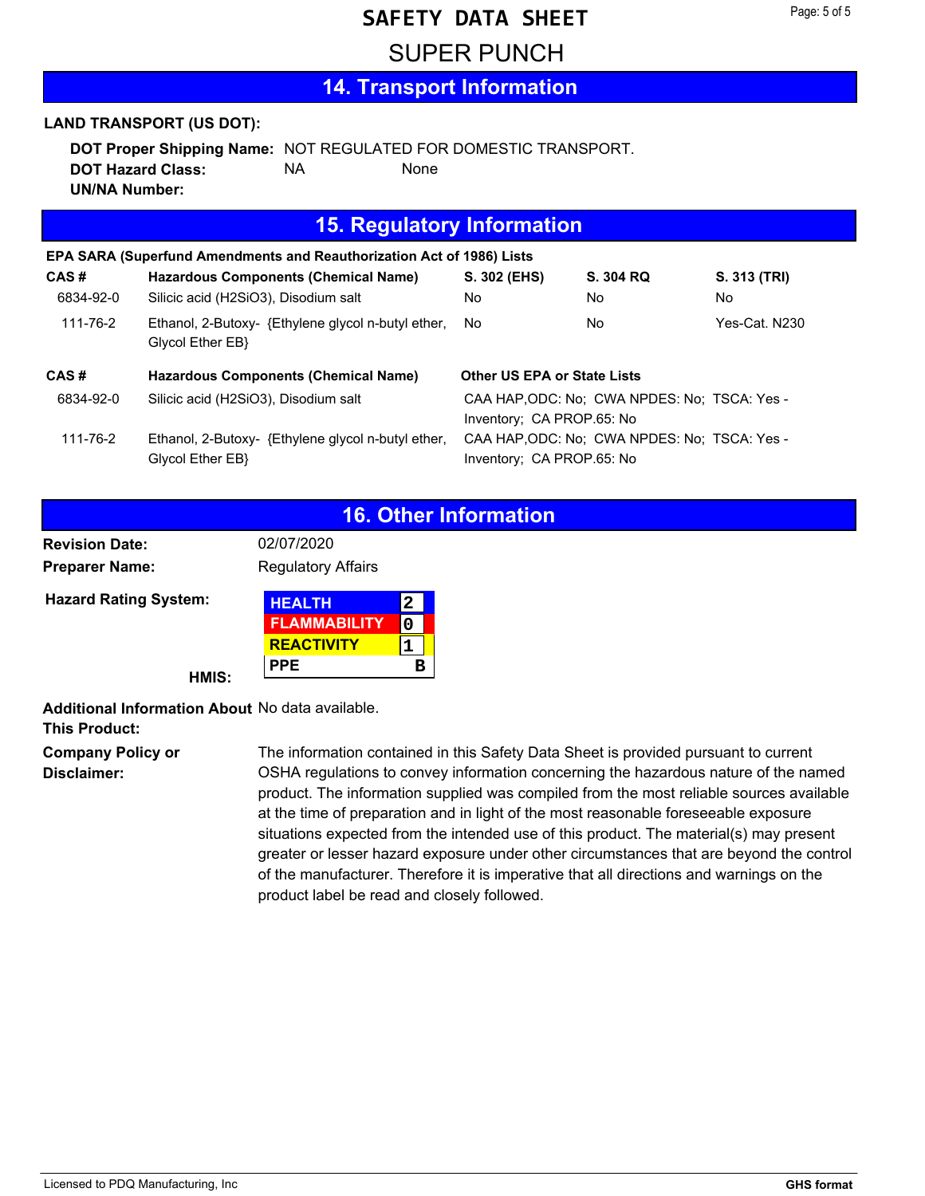# SAFETY DATA SHEET

# SUPER PUNCH

## 14. Transport Information

**LAND TRANSPORT (US DOT):**

**DOT Proper Shipping Name:** NOT REGULATED FOR DOMESTIC TRANSPORT.
**DOT Hazard Class:** NA None
**UN/NA Number:**

## 15. Regulatory Information

**EPA SARA (Superfund Amendments and Reauthorization Act of 1986) Lists**

| CAS # | Hazardous Components (Chemical Name) | S. 302 (EHS) | S. 304 RQ | S. 313 (TRI) |
|---|---|---|---|---|
| 6834-92-0 | Silicic acid (H2SiO3), Disodium salt | No | No | No |
| 111-76-2 | Ethanol, 2-Butoxy- {Ethylene glycol n-butyl ether, Glycol Ether EB} | No | No | Yes-Cat. N230 |

| CAS # | Hazardous Components (Chemical Name) | Other US EPA or State Lists |
|---|---|---|
| 6834-92-0 | Silicic acid (H2SiO3), Disodium salt | CAA HAP,ODC: No; CWA NPDES: No; TSCA: Yes - Inventory; CA PROP.65: No |
| 111-76-2 | Ethanol, 2-Butoxy- {Ethylene glycol n-butyl ether, Glycol Ether EB} | CAA HAP,ODC: No; CWA NPDES: No; TSCA: Yes - Inventory; CA PROP.65: No |

## 16. Other Information

**Revision Date:** 02/07/2020

**Preparer Name:** Regulatory Affairs

**Hazard Rating System:**

**HMIS:**

| | |
|---|---|
| HEALTH | 2 |
| FLAMMABILITY | 0 |
| REACTIVITY | 1 |
| PPE | B |

**Additional Information About This Product:** No data available.

**Company Policy or Disclaimer:** The information contained in this Safety Data Sheet is provided pursuant to current OSHA regulations to convey information concerning the hazardous nature of the named product. The information supplied was compiled from the most reliable sources available at the time of preparation and in light of the most reasonable foreseeable exposure situations expected from the intended use of this product. The material(s) may present greater or lesser hazard exposure under other circumstances that are beyond the control of the manufacturer. Therefore it is imperative that all directions and warnings on the product label be read and closely followed.